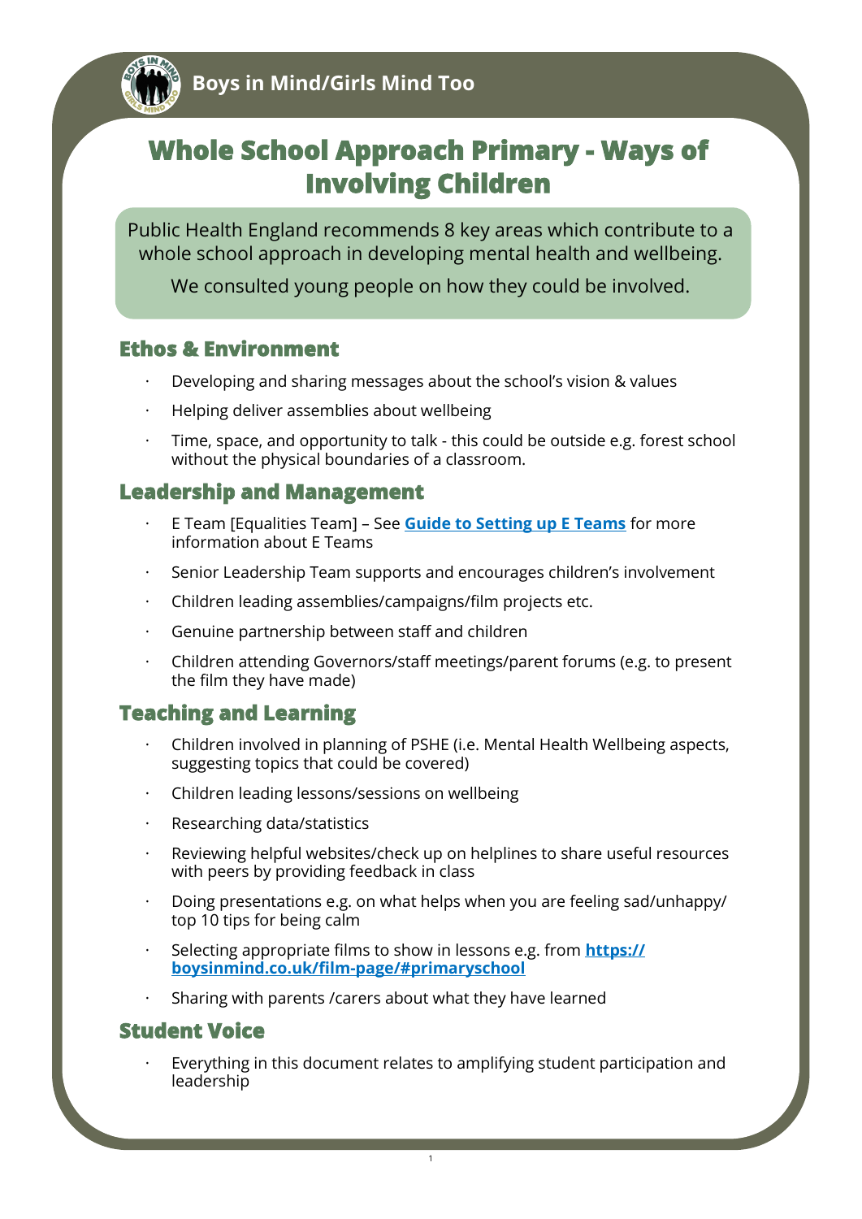Boys in Mind/Girls Mind Too

# Whole School Approach Primary - Ways of Involving Children

Public Health England recommends 8 key areas which contribute to a whole school approach in developing mental health and wellbeing.

We consulted young people on how they could be involved.

## Ethos & Environment

- Developing and sharing messages about the school's vision & values
- Helping deliver assemblies about wellbeing
- Time, space, and opportunity to talk - this could be outside e.g. forest school without the physical boundaries of a classroom.

## Leadership and Management

- E Team [Equalities Team] – See **Guide to Setting up E Teams** for more information about E Teams
- Senior Leadership Team supports and encourages children's involvement
- Children leading assemblies/campaigns/film projects etc.
- Genuine partnership between staff and children
- Children attending Governors/staff meetings/parent forums (e.g. to present the film they have made)

## Teaching and Learning

- Children involved in planning of PSHE (i.e. Mental Health Wellbeing aspects, suggesting topics that could be covered)
- Children leading lessons/sessions on wellbeing
- Researching data/statistics
- Reviewing helpful websites/check up on helplines to share useful resources with peers by providing feedback in class
- Doing presentations e.g. on what helps when you are feeling sad/unhappy/ top 10 tips for being calm
- Selecting appropriate films to show in lessons e.g. from **https://boysinmind.co.uk/film-page/#primaryschool**
- Sharing with parents /carers about what they have learned

## Student Voice

- Everything in this document relates to amplifying student participation and leadership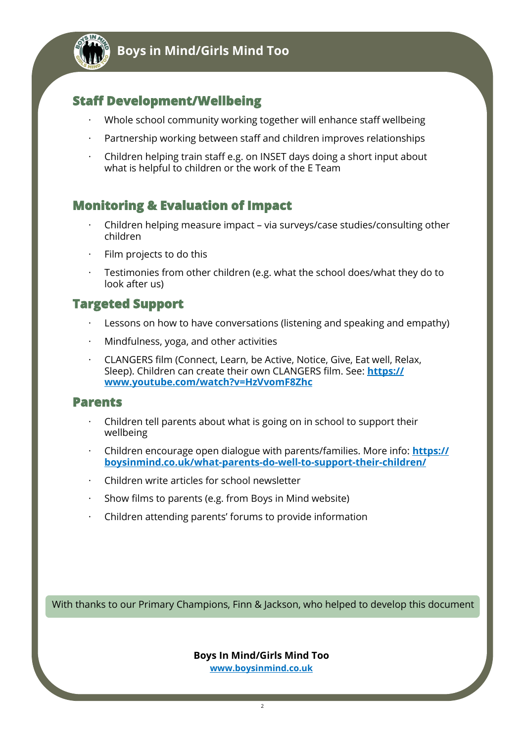## Staff Development/Wellbeing

- Whole school community working together will enhance staff wellbeing
- Partnership working between staff and children improves relationships
- Children helping train staff e.g. on INSET days doing a short input about what is helpful to children or the work of the E Team

## Monitoring & Evaluation of Impact

- Children helping measure impact – via surveys/case studies/consulting other children
- Film projects to do this
- Testimonies from other children (e.g. what the school does/what they do to look after us)

## Targeted Support

- Lessons on how to have conversations (listening and speaking and empathy)
- Mindfulness, yoga, and other activities
- CLANGERS film (Connect, Learn, be Active, Notice, Give, Eat well, Relax, Sleep). Children can create their own CLANGERS film. See: **https://www.youtube.com/watch?v=HzVvomF8Zhc**

## Parents

- Children tell parents about what is going on in school to support their wellbeing
- Children encourage open dialogue with parents/families. More info: **https://boysinmind.co.uk/what-parents-do-well-to-support-their-children/**
- Children write articles for school newsletter
- Show films to parents (e.g. from Boys in Mind website)
- Children attending parents' forums to provide information

With thanks to our Primary Champions, Finn & Jackson, who helped to develop this document

**Boys In Mind/Girls Mind Too**
**www.boysinmind.co.uk**